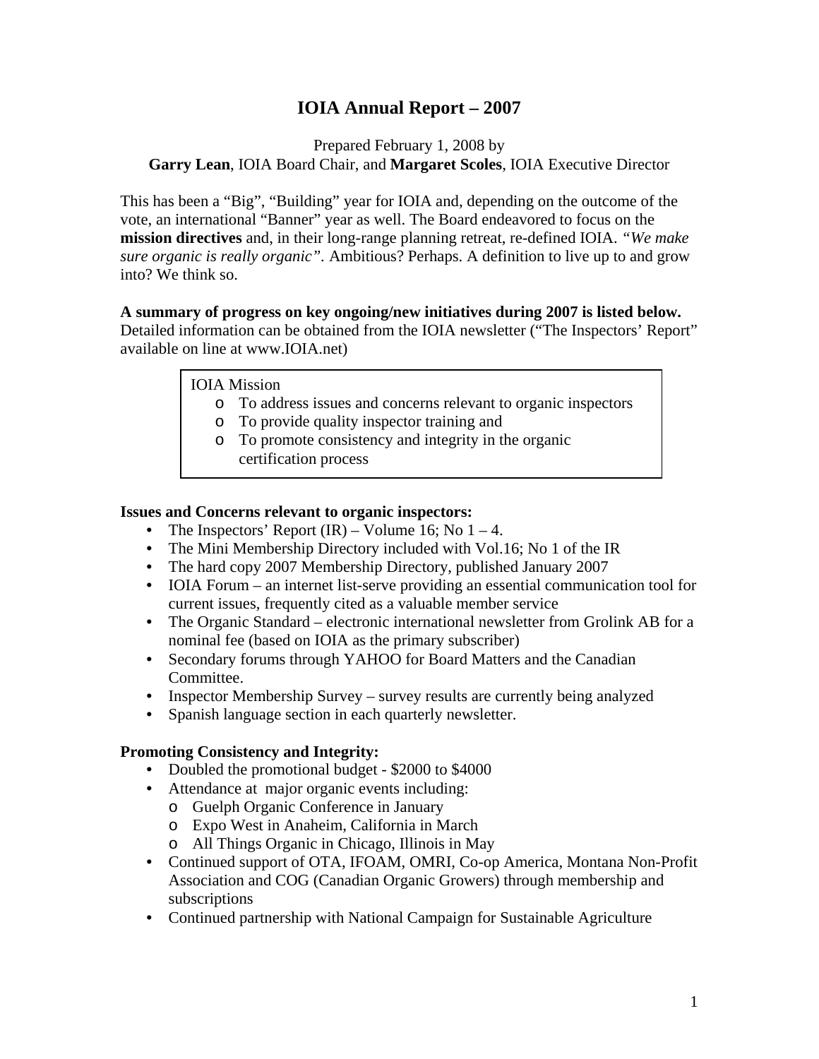# IOIA Annual Report – 2007

Prepared February 1, 2008 by
**Garry Lean**, IOIA Board Chair, and **Margaret Scoles**, IOIA Executive Director

This has been a "Big", "Building" year for IOIA and, depending on the outcome of the vote, an international "Banner" year as well. The Board endeavored to focus on the **mission directives** and, in their long-range planning retreat, re-defined IOIA. *"We make sure organic is really organic"*. Ambitious? Perhaps. A definition to live up to and grow into? We think so.

**A summary of progress on key ongoing/new initiatives during 2007 is listed below.** Detailed information can be obtained from the IOIA newsletter ("The Inspectors' Report" available on line at www.IOIA.net)

> IOIA Mission
> - To address issues and concerns relevant to organic inspectors
> - To provide quality inspector training and
> - To promote consistency and integrity in the organic certification process

### Issues and Concerns relevant to organic inspectors:

- The Inspectors' Report (IR) – Volume 16; No 1 – 4.
- The Mini Membership Directory included with Vol.16; No 1 of the IR
- The hard copy 2007 Membership Directory, published January 2007
- IOIA Forum – an internet list-serve providing an essential communication tool for current issues, frequently cited as a valuable member service
- The Organic Standard – electronic international newsletter from Grolink AB for a nominal fee (based on IOIA as the primary subscriber)
- Secondary forums through YAHOO for Board Matters and the Canadian Committee.
- Inspector Membership Survey – survey results are currently being analyzed
- Spanish language section in each quarterly newsletter.

### Promoting Consistency and Integrity:

- Doubled the promotional budget - $2000 to $4000
- Attendance at major organic events including:
  - Guelph Organic Conference in January
  - Expo West in Anaheim, California in March
  - All Things Organic in Chicago, Illinois in May
- Continued support of OTA, IFOAM, OMRI, Co-op America, Montana Non-Profit Association and COG (Canadian Organic Growers) through membership and subscriptions
- Continued partnership with National Campaign for Sustainable Agriculture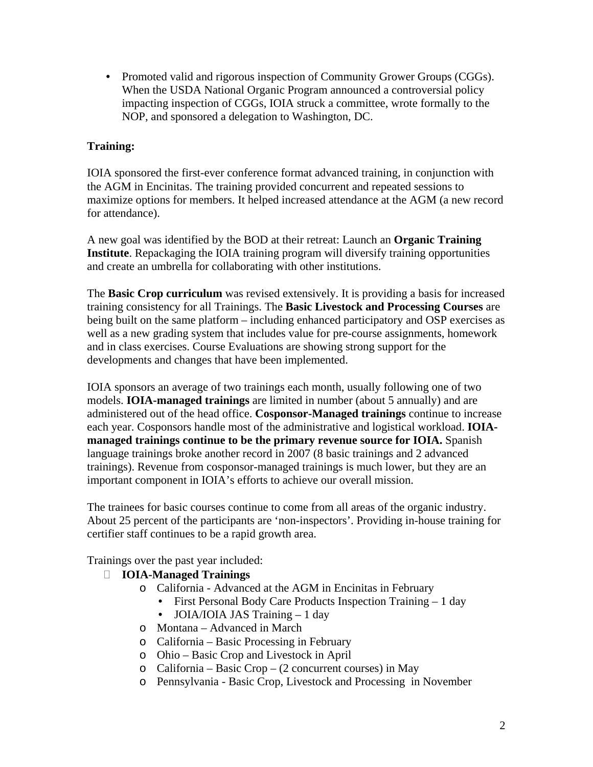- Promoted valid and rigorous inspection of Community Grower Groups (CGGs). When the USDA National Organic Program announced a controversial policy impacting inspection of CGGs, IOIA struck a committee, wrote formally to the NOP, and sponsored a delegation to Washington, DC.

**Training:**

IOIA sponsored the first-ever conference format advanced training, in conjunction with the AGM in Encinitas. The training provided concurrent and repeated sessions to maximize options for members. It helped increased attendance at the AGM (a new record for attendance).

A new goal was identified by the BOD at their retreat: Launch an **Organic Training Institute**. Repackaging the IOIA training program will diversify training opportunities and create an umbrella for collaborating with other institutions.

The **Basic Crop curriculum** was revised extensively. It is providing a basis for increased training consistency for all Trainings. The **Basic Livestock and Processing Courses** are being built on the same platform – including enhanced participatory and OSP exercises as well as a new grading system that includes value for pre-course assignments, homework and in class exercises. Course Evaluations are showing strong support for the developments and changes that have been implemented.

IOIA sponsors an average of two trainings each month, usually following one of two models. **IOIA-managed trainings** are limited in number (about 5 annually) and are administered out of the head office. **Cosponsor-Managed trainings** continue to increase each year. Cosponsors handle most of the administrative and logistical workload. **IOIA-managed trainings continue to be the primary revenue source for IOIA.** Spanish language trainings broke another record in 2007 (8 basic trainings and 2 advanced trainings). Revenue from cosponsor-managed trainings is much lower, but they are an important component in IOIA's efforts to achieve our overall mission.

The trainees for basic courses continue to come from all areas of the organic industry. About 25 percent of the participants are 'non-inspectors'. Providing in-house training for certifier staff continues to be a rapid growth area.

Trainings over the past year included:

- **IOIA-Managed Trainings**
  - California - Advanced at the AGM in Encinitas in February
    - First Personal Body Care Products Inspection Training – 1 day
    - JOIA/IOIA JAS Training – 1 day
  - Montana – Advanced in March
  - California – Basic Processing in February
  - Ohio – Basic Crop and Livestock in April
  - California – Basic Crop – (2 concurrent courses) in May
  - Pennsylvania - Basic Crop, Livestock and Processing in November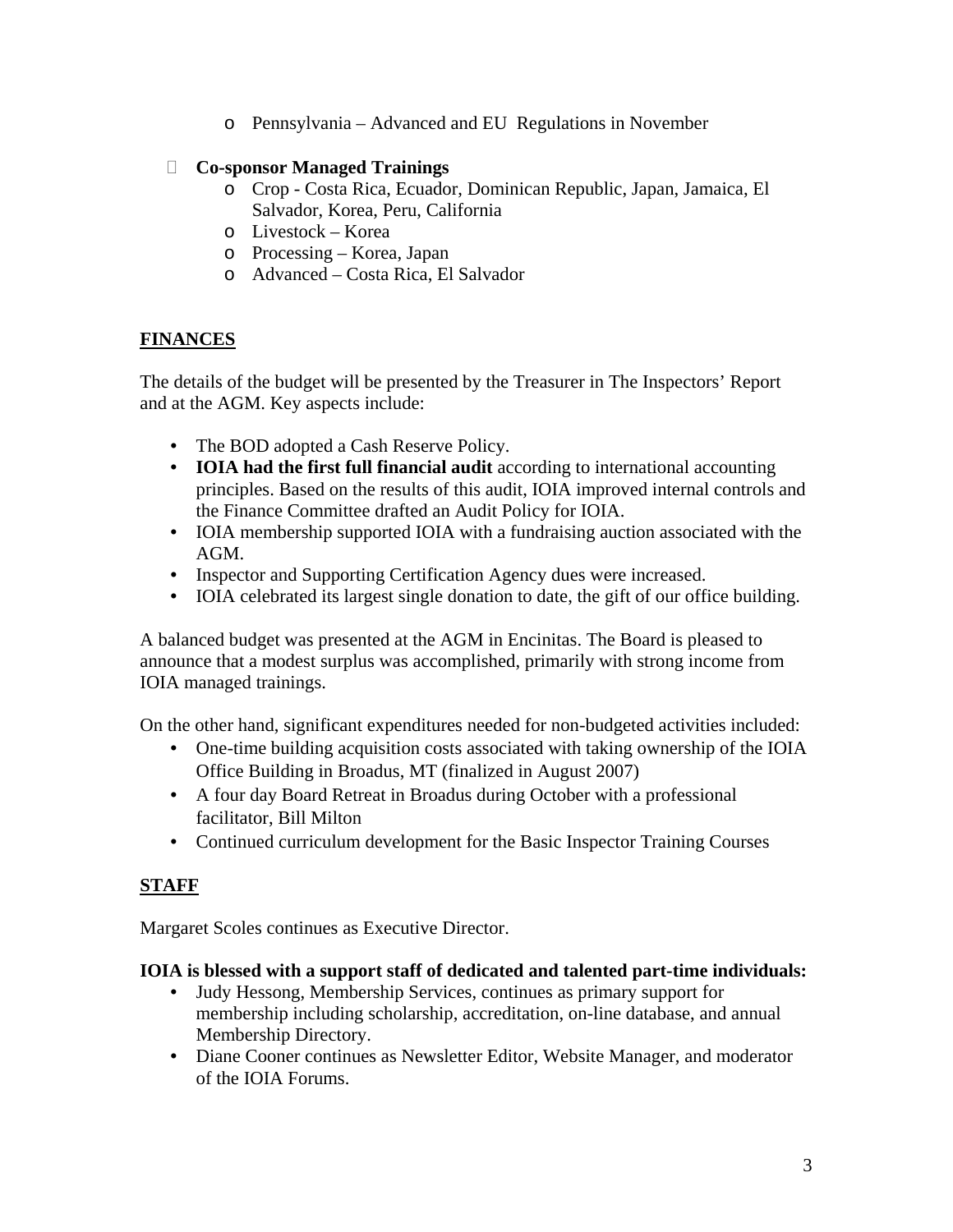- Pennsylvania – Advanced and EU  Regulations in November

- **Co-sponsor Managed Trainings**
    - Crop - Costa Rica, Ecuador, Dominican Republic, Japan, Jamaica, El Salvador, Korea, Peru, California
    - Livestock – Korea
    - Processing – Korea, Japan
    - Advanced – Costa Rica, El Salvador

## FINANCES

The details of the budget will be presented by the Treasurer in The Inspectors' Report and at the AGM. Key aspects include:

- The BOD adopted a Cash Reserve Policy.
- **IOIA had the first full financial audit** according to international accounting principles. Based on the results of this audit, IOIA improved internal controls and the Finance Committee drafted an Audit Policy for IOIA.
- IOIA membership supported IOIA with a fundraising auction associated with the AGM.
- Inspector and Supporting Certification Agency dues were increased.
- IOIA celebrated its largest single donation to date, the gift of our office building.

A balanced budget was presented at the AGM in Encinitas. The Board is pleased to announce that a modest surplus was accomplished, primarily with strong income from IOIA managed trainings.

On the other hand, significant expenditures needed for non-budgeted activities included:

- One-time building acquisition costs associated with taking ownership of the IOIA Office Building in Broadus, MT (finalized in August 2007)
- A four day Board Retreat in Broadus during October with a professional facilitator, Bill Milton
- Continued curriculum development for the Basic Inspector Training Courses

## STAFF

Margaret Scoles continues as Executive Director.

**IOIA is blessed with a support staff of dedicated and talented part-time individuals:**

- Judy Hessong, Membership Services, continues as primary support for membership including scholarship, accreditation, on-line database, and annual Membership Directory.
- Diane Cooner continues as Newsletter Editor, Website Manager, and moderator of the IOIA Forums.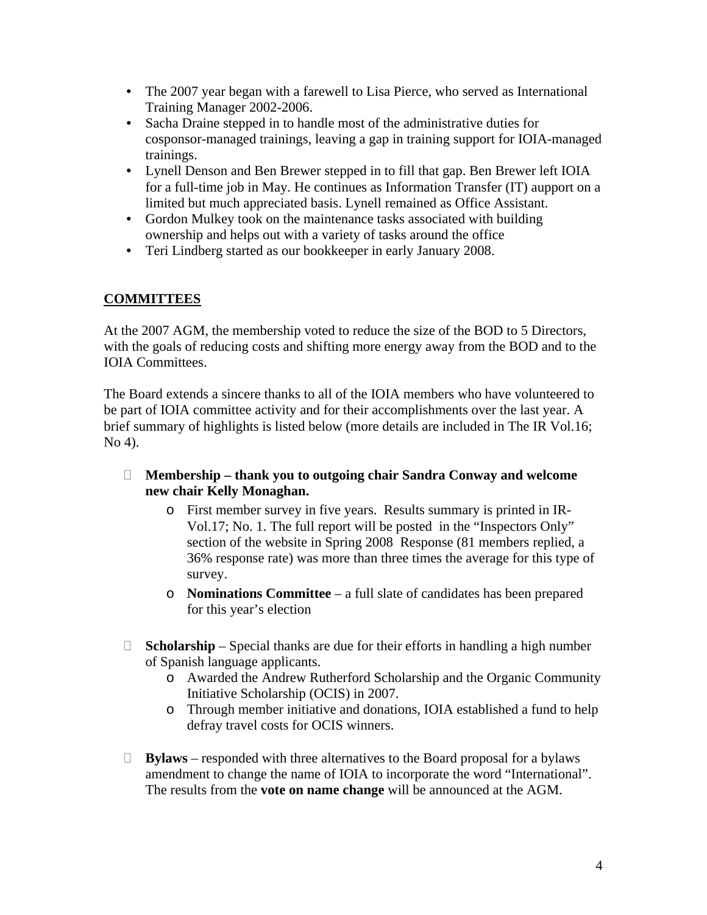- The 2007 year began with a farewell to Lisa Pierce, who served as International Training Manager 2002-2006.
- Sacha Draine stepped in to handle most of the administrative duties for cosponsor-managed trainings, leaving a gap in training support for IOIA-managed trainings.
- Lynell Denson and Ben Brewer stepped in to fill that gap. Ben Brewer left IOIA for a full-time job in May. He continues as Information Transfer (IT) aupport on a limited but much appreciated basis. Lynell remained as Office Assistant.
- Gordon Mulkey took on the maintenance tasks associated with building ownership and helps out with a variety of tasks around the office
- Teri Lindberg started as our bookkeeper in early January 2008.

## COMMITTEES

At the 2007 AGM, the membership voted to reduce the size of the BOD to 5 Directors, with the goals of reducing costs and shifting more energy away from the BOD and to the IOIA Committees.

The Board extends a sincere thanks to all of the IOIA members who have volunteered to be part of IOIA committee activity and for their accomplishments over the last year. A brief summary of highlights is listed below (more details are included in The IR Vol.16; No 4).

- **Membership – thank you to outgoing chair Sandra Conway and welcome new chair Kelly Monaghan.**
  - First member survey in five years. Results summary is printed in IR-Vol.17; No. 1. The full report will be posted in the "Inspectors Only" section of the website in Spring 2008 Response (81 members replied, a 36% response rate) was more than three times the average for this type of survey.
  - **Nominations Committee** – a full slate of candidates has been prepared for this year's election

- **Scholarship** – Special thanks are due for their efforts in handling a high number of Spanish language applicants.
  - Awarded the Andrew Rutherford Scholarship and the Organic Community Initiative Scholarship (OCIS) in 2007.
  - Through member initiative and donations, IOIA established a fund to help defray travel costs for OCIS winners.

- **Bylaws** – responded with three alternatives to the Board proposal for a bylaws amendment to change the name of IOIA to incorporate the word "International". The results from the **vote on name change** will be announced at the AGM.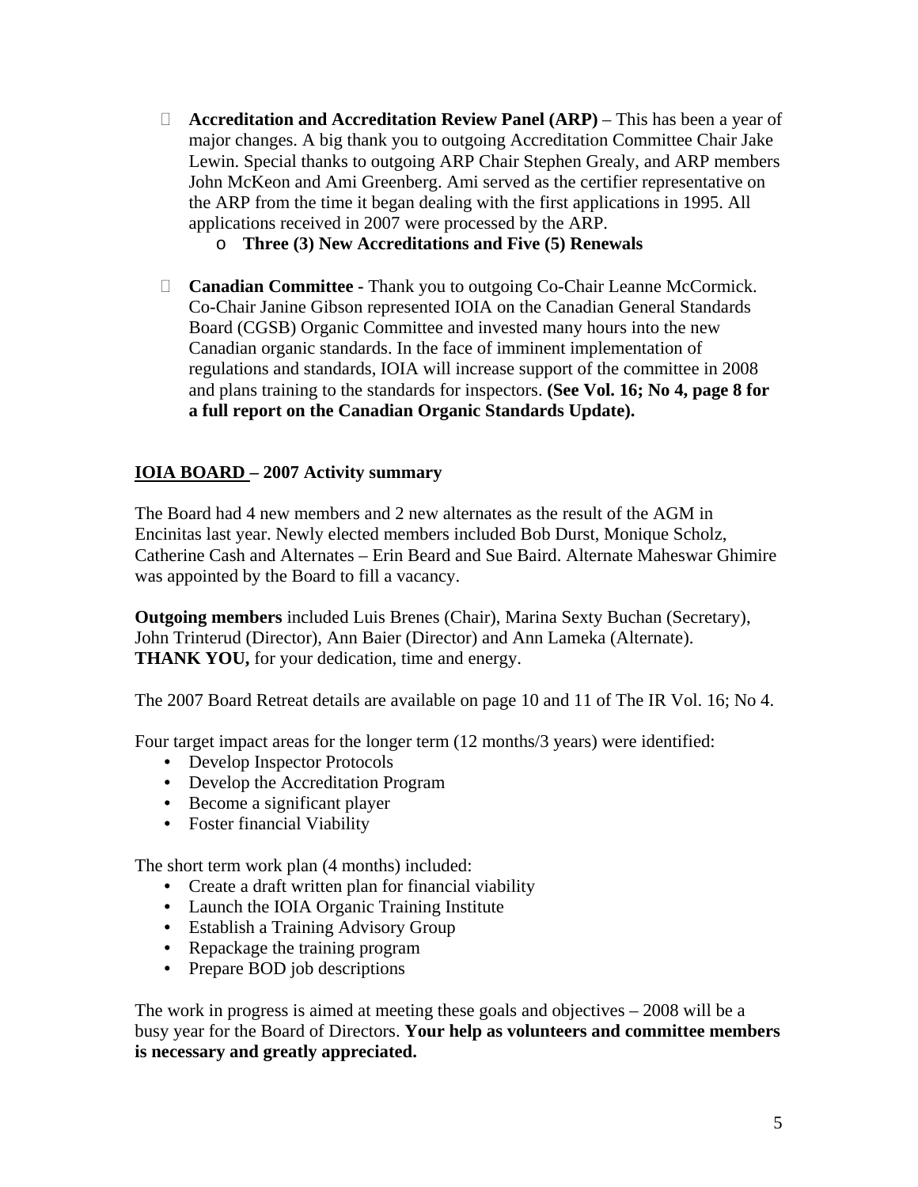- **Accreditation and Accreditation Review Panel (ARP)** – This has been a year of major changes. A big thank you to outgoing Accreditation Committee Chair Jake Lewin. Special thanks to outgoing ARP Chair Stephen Grealy, and ARP members John McKeon and Ami Greenberg. Ami served as the certifier representative on the ARP from the time it began dealing with the first applications in 1995. All applications received in 2007 were processed by the ARP.
    - **Three (3) New Accreditations and Five (5) Renewals**

- **Canadian Committee -** Thank you to outgoing Co-Chair Leanne McCormick. Co-Chair Janine Gibson represented IOIA on the Canadian General Standards Board (CGSB) Organic Committee and invested many hours into the new Canadian organic standards. In the face of imminent implementation of regulations and standards, IOIA will increase support of the committee in 2008 and plans training to the standards for inspectors. **(See Vol. 16; No 4, page 8 for a full report on the Canadian Organic Standards Update).**

**<u>IOIA BOARD</u> – 2007 Activity summary**

The Board had 4 new members and 2 new alternates as the result of the AGM in Encinitas last year. Newly elected members included Bob Durst, Monique Scholz, Catherine Cash and Alternates – Erin Beard and Sue Baird. Alternate Maheswar Ghimire was appointed by the Board to fill a vacancy.

**Outgoing members** included Luis Brenes (Chair), Marina Sexty Buchan (Secretary), John Trinterud (Director), Ann Baier (Director) and Ann Lameka (Alternate). **THANK YOU,** for your dedication, time and energy.

The 2007 Board Retreat details are available on page 10 and 11 of The IR Vol. 16; No 4.

Four target impact areas for the longer term (12 months/3 years) were identified:

- Develop Inspector Protocols
- Develop the Accreditation Program
- Become a significant player
- Foster financial Viability

The short term work plan (4 months) included:

- Create a draft written plan for financial viability
- Launch the IOIA Organic Training Institute
- Establish a Training Advisory Group
- Repackage the training program
- Prepare BOD job descriptions

The work in progress is aimed at meeting these goals and objectives – 2008 will be a busy year for the Board of Directors. **Your help as volunteers and committee members is necessary and greatly appreciated.**